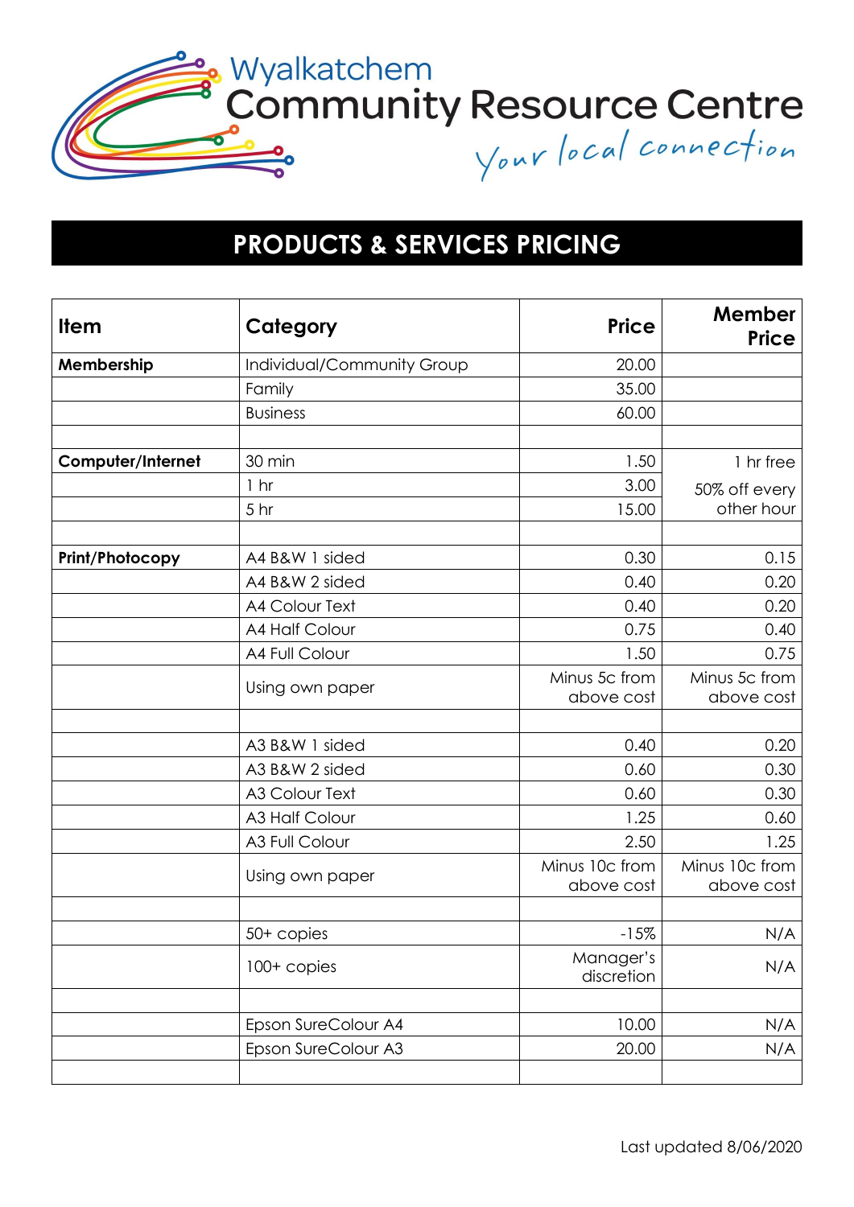# Wyalkatchem Community Resource Centre

*Your local connection*

## PRODUCTS & SERVICES PRICING

| Item | Category | Price | Member Price |
|---|---|---|---|
| **Membership** | Individual/Community Group | 20.00 | |
| | Family | 35.00 | |
| | Business | 60.00 | |
| | | | |
| **Computer/Internet** | 30 min | 1.50 | 1 hr free |
| | 1 hr | 3.00 | 50% off every other hour |
| | 5 hr | 15.00 | |
| | | | |
| **Print/Photocopy** | A4 B&W 1 sided | 0.30 | 0.15 |
| | A4 B&W 2 sided | 0.40 | 0.20 |
| | A4 Colour Text | 0.40 | 0.20 |
| | A4 Half Colour | 0.75 | 0.40 |
| | A4 Full Colour | 1.50 | 0.75 |
| | Using own paper | Minus 5c from above cost | Minus 5c from above cost |
| | | | |
| | A3 B&W 1 sided | 0.40 | 0.20 |
| | A3 B&W 2 sided | 0.60 | 0.30 |
| | A3 Colour Text | 0.60 | 0.30 |
| | A3 Half Colour | 1.25 | 0.60 |
| | A3 Full Colour | 2.50 | 1.25 |
| | Using own paper | Minus 10c from above cost | Minus 10c from above cost |
| | | | |
| | 50+ copies | -15% | N/A |
| | 100+ copies | Manager's discretion | N/A |
| | | | |
| | Epson SureColour A4 | 10.00 | N/A |
| | Epson SureColour A3 | 20.00 | N/A |
| | | | |

Last updated 8/06/2020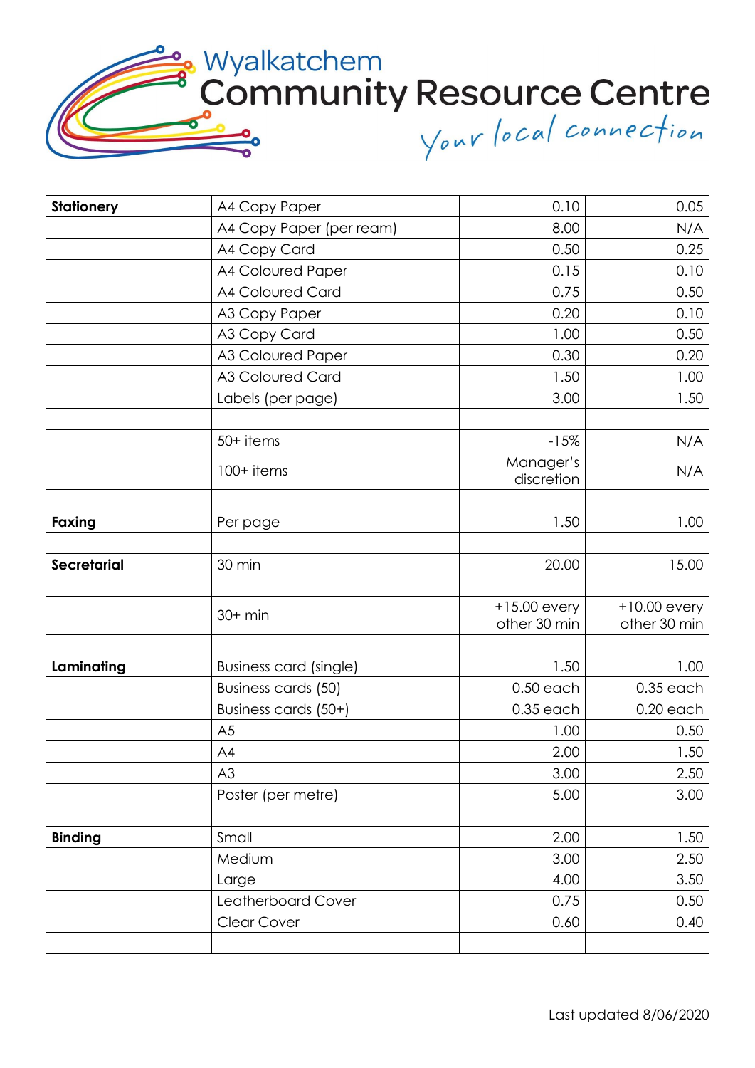# Wyalkatchem Community Resource Centre

*Your local connection*

| Stationery | A4 Copy Paper | 0.10 | 0.05 |
|---|---|---|---|
| | A4 Copy Paper (per ream) | 8.00 | N/A |
| | A4 Copy Card | 0.50 | 0.25 |
| | A4 Coloured Paper | 0.15 | 0.10 |
| | A4 Coloured Card | 0.75 | 0.50 |
| | A3 Copy Paper | 0.20 | 0.10 |
| | A3 Copy Card | 1.00 | 0.50 |
| | A3 Coloured Paper | 0.30 | 0.20 |
| | A3 Coloured Card | 1.50 | 1.00 |
| | Labels (per page) | 3.00 | 1.50 |
| | | | |
| | 50+ items | -15% | N/A |
| | 100+ items | Manager's discretion | N/A |
| | | | |
| **Faxing** | Per page | 1.50 | 1.00 |
| | | | |
| **Secretarial** | 30 min | 20.00 | 15.00 |
| | | | |
| | 30+ min | +15.00 every other 30 min | +10.00 every other 30 min |
| | | | |
| **Laminating** | Business card (single) | 1.50 | 1.00 |
| | Business cards (50) | 0.50 each | 0.35 each |
| | Business cards (50+) | 0.35 each | 0.20 each |
| | A5 | 1.00 | 0.50 |
| | A4 | 2.00 | 1.50 |
| | A3 | 3.00 | 2.50 |
| | Poster (per metre) | 5.00 | 3.00 |
| | | | |
| **Binding** | Small | 2.00 | 1.50 |
| | Medium | 3.00 | 2.50 |
| | Large | 4.00 | 3.50 |
| | Leatherboard Cover | 0.75 | 0.50 |
| | Clear Cover | 0.60 | 0.40 |
| | | | |

Last updated 8/06/2020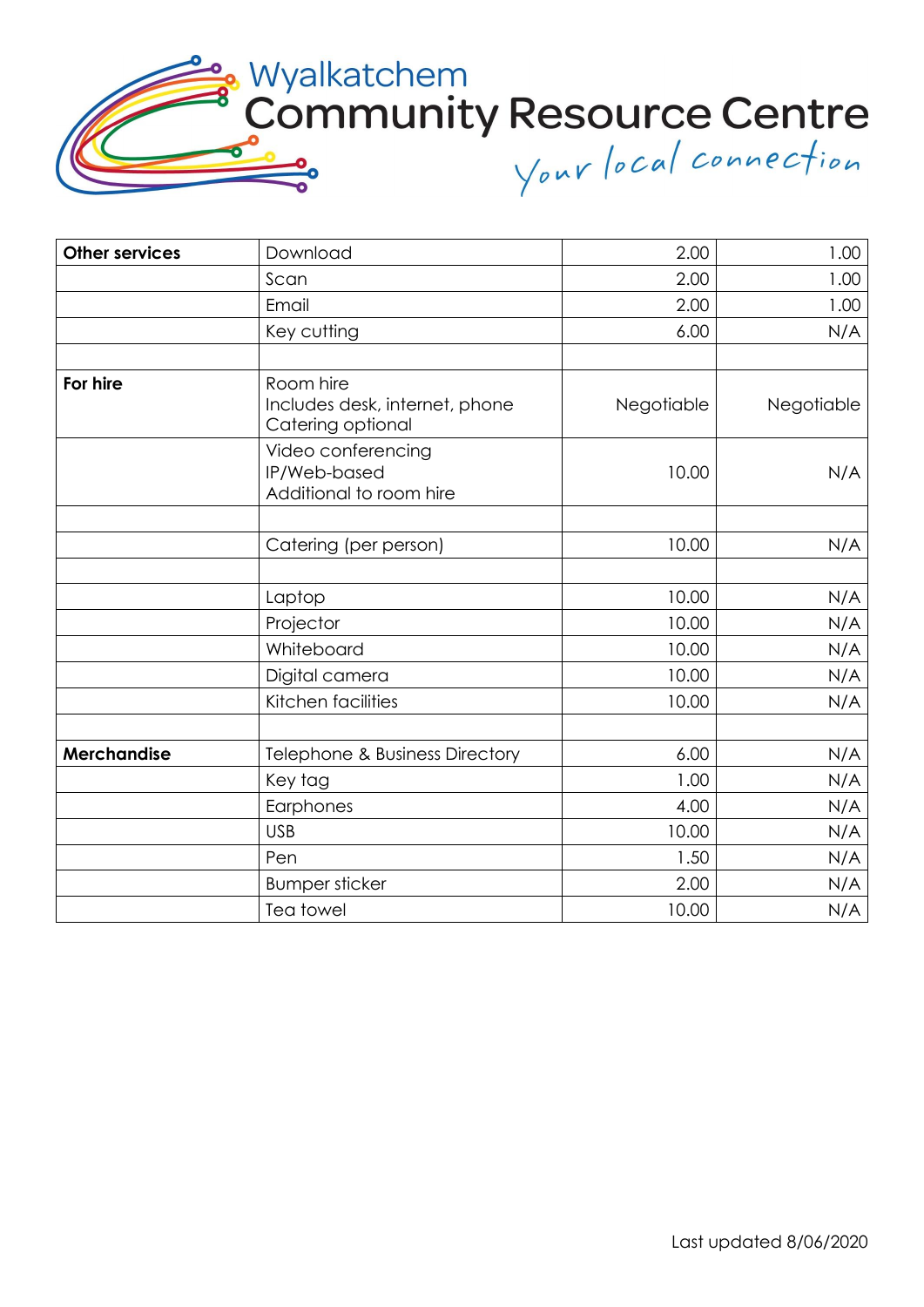# Wyalkatchem Community Resource Centre

*Your local connection*

| | | | |
|---|---|---|---|
| **Other services** | Download | 2.00 | 1.00 |
| | Scan | 2.00 | 1.00 |
| | Email | 2.00 | 1.00 |
| | Key cutting | 6.00 | N/A |
| | | | |
| **For hire** | Room hire<br>Includes desk, internet, phone<br>Catering optional | Negotiable | Negotiable |
| | Video conferencing<br>IP/Web-based<br>Additional to room hire | 10.00 | N/A |
| | | | |
| | Catering (per person) | 10.00 | N/A |
| | | | |
| | Laptop | 10.00 | N/A |
| | Projector | 10.00 | N/A |
| | Whiteboard | 10.00 | N/A |
| | Digital camera | 10.00 | N/A |
| | Kitchen facilities | 10.00 | N/A |
| | | | |
| **Merchandise** | Telephone & Business Directory | 6.00 | N/A |
| | Key tag | 1.00 | N/A |
| | Earphones | 4.00 | N/A |
| | USB | 10.00 | N/A |
| | Pen | 1.50 | N/A |
| | Bumper sticker | 2.00 | N/A |
| | Tea towel | 10.00 | N/A |

Last updated 8/06/2020